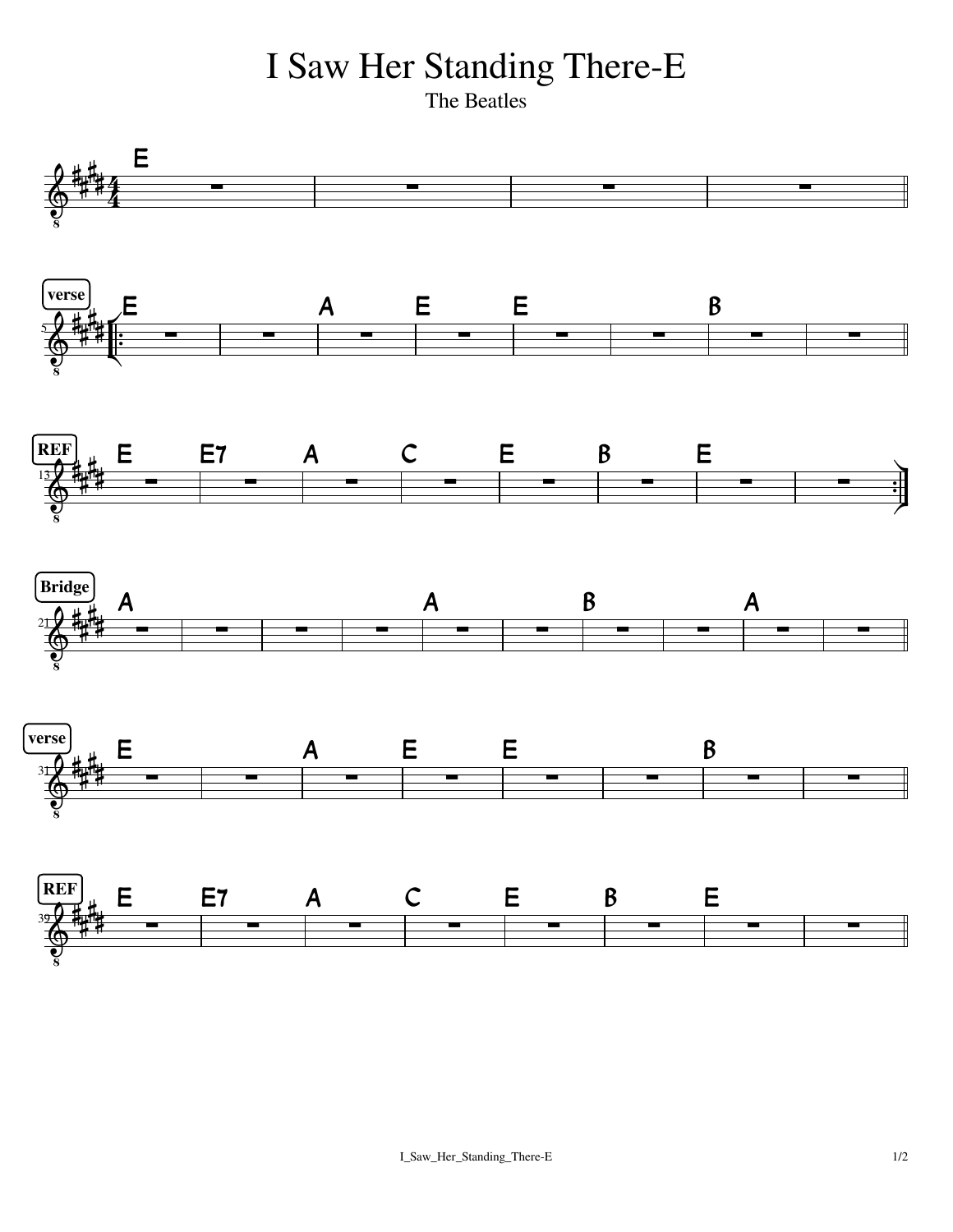# I Saw Her Standing There-E

The Beatles

E

**verse**

E A E E B

**REF**

E E7 A C E B E

**Bridge**

A A B A

**verse**

E A E E B

**REF**

E E7 A C E B E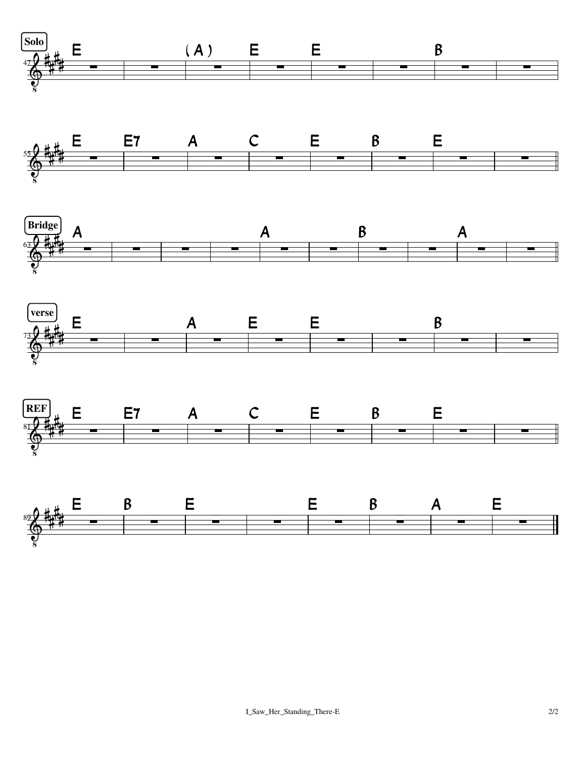**Solo**

47
E (A) E E B

55
E E7 A C E B E

**Bridge**

63
A A B A

**verse**

73
E A E E B

**REF**

81
E E7 A C E B E

89
E B E E B A E